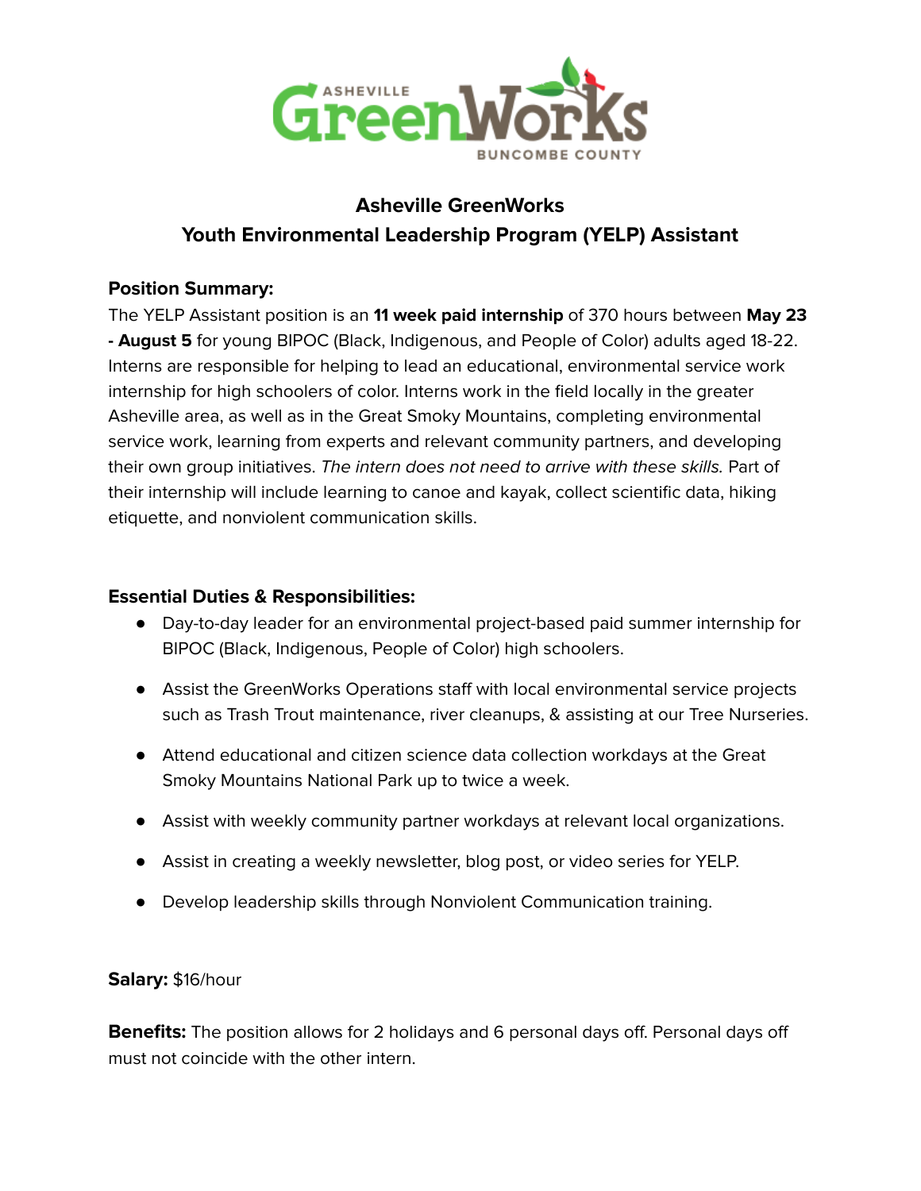# Asheville GreenWorks
## Youth Environmental Leadership Program (YELP) Assistant

### Position Summary:

The YELP Assistant position is an **11 week paid internship** of 370 hours between **May 23 - August 5** for young BIPOC (Black, Indigenous, and People of Color) adults aged 18-22. Interns are responsible for helping to lead an educational, environmental service work internship for high schoolers of color. Interns work in the field locally in the greater Asheville area, as well as in the Great Smoky Mountains, completing environmental service work, learning from experts and relevant community partners, and developing their own group initiatives. *The intern does not need to arrive with these skills.* Part of their internship will include learning to canoe and kayak, collect scientific data, hiking etiquette, and nonviolent communication skills.

### Essential Duties & Responsibilities:

- Day-to-day leader for an environmental project-based paid summer internship for BIPOC (Black, Indigenous, People of Color) high schoolers.
- Assist the GreenWorks Operations staff with local environmental service projects such as Trash Trout maintenance, river cleanups, & assisting at our Tree Nurseries.
- Attend educational and citizen science data collection workdays at the Great Smoky Mountains National Park up to twice a week.
- Assist with weekly community partner workdays at relevant local organizations.
- Assist in creating a weekly newsletter, blog post, or video series for YELP.
- Develop leadership skills through Nonviolent Communication training.

**Salary:** $16/hour

**Benefits:** The position allows for 2 holidays and 6 personal days off. Personal days off must not coincide with the other intern.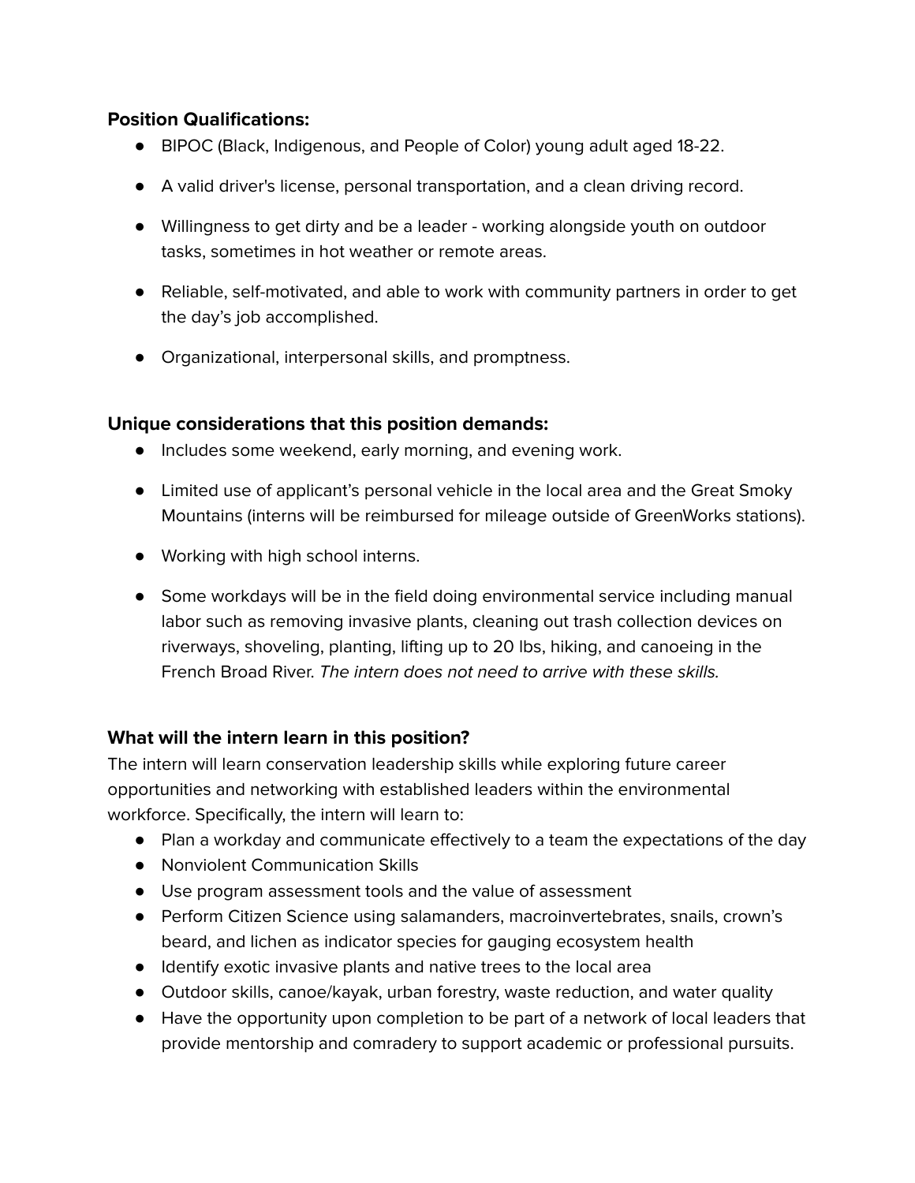**Position Qualifications:**

- BIPOC (Black, Indigenous, and People of Color) young adult aged 18-22.
- A valid driver's license, personal transportation, and a clean driving record.
- Willingness to get dirty and be a leader - working alongside youth on outdoor tasks, sometimes in hot weather or remote areas.
- Reliable, self-motivated, and able to work with community partners in order to get the day's job accomplished.
- Organizational, interpersonal skills, and promptness.

**Unique considerations that this position demands:**

- Includes some weekend, early morning, and evening work.
- Limited use of applicant's personal vehicle in the local area and the Great Smoky Mountains (interns will be reimbursed for mileage outside of GreenWorks stations).
- Working with high school interns.
- Some workdays will be in the field doing environmental service including manual labor such as removing invasive plants, cleaning out trash collection devices on riverways, shoveling, planting, lifting up to 20 lbs, hiking, and canoeing in the French Broad River. *The intern does not need to arrive with these skills.*

**What will the intern learn in this position?**

The intern will learn conservation leadership skills while exploring future career opportunities and networking with established leaders within the environmental workforce. Specifically, the intern will learn to:

- Plan a workday and communicate effectively to a team the expectations of the day
- Nonviolent Communication Skills
- Use program assessment tools and the value of assessment
- Perform Citizen Science using salamanders, macroinvertebrates, snails, crown's beard, and lichen as indicator species for gauging ecosystem health
- Identify exotic invasive plants and native trees to the local area
- Outdoor skills, canoe/kayak, urban forestry, waste reduction, and water quality
- Have the opportunity upon completion to be part of a network of local leaders that provide mentorship and comradery to support academic or professional pursuits.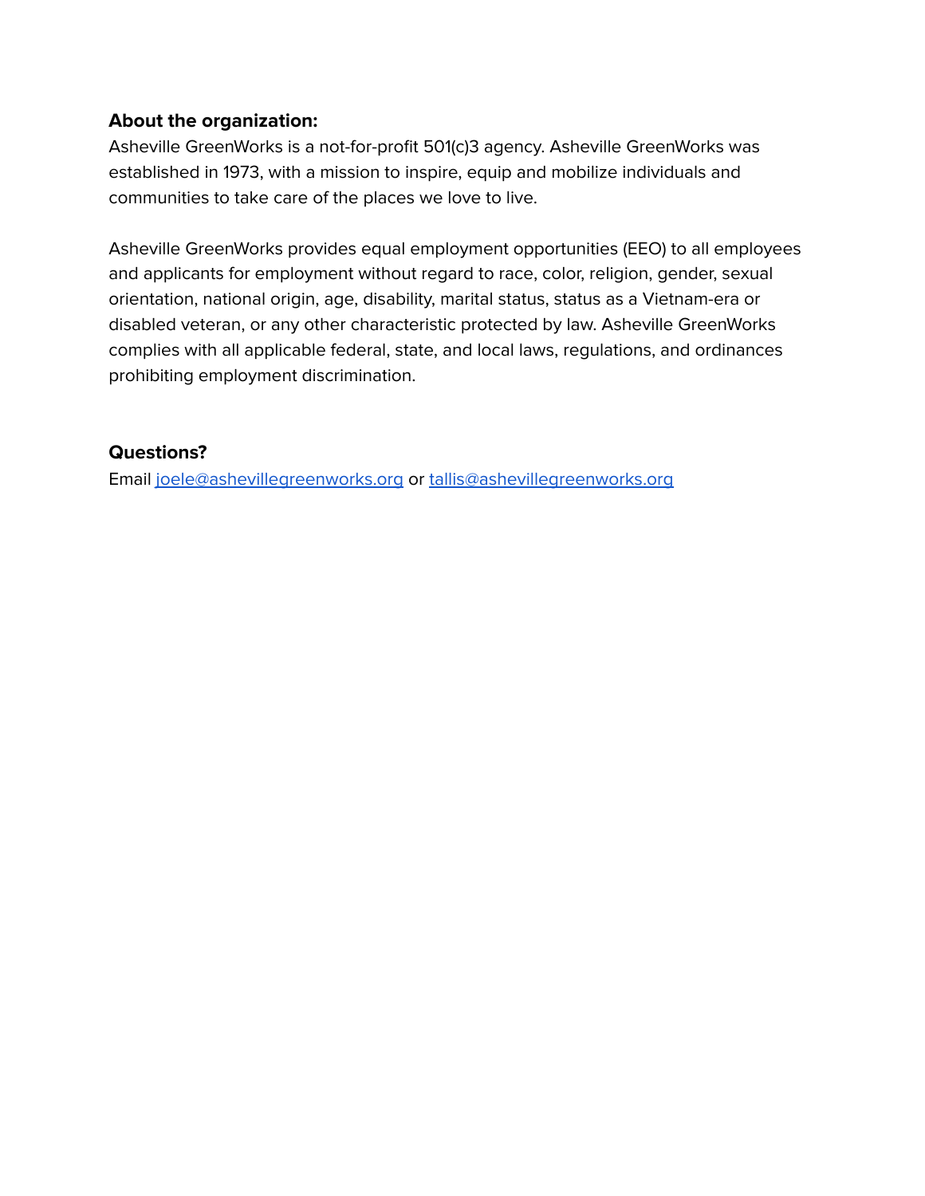**About the organization:**

Asheville GreenWorks is a not-for-profit 501(c)3 agency. Asheville GreenWorks was established in 1973, with a mission to inspire, equip and mobilize individuals and communities to take care of the places we love to live.

Asheville GreenWorks provides equal employment opportunities (EEO) to all employees and applicants for employment without regard to race, color, religion, gender, sexual orientation, national origin, age, disability, marital status, status as a Vietnam-era or disabled veteran, or any other characteristic protected by law. Asheville GreenWorks complies with all applicable federal, state, and local laws, regulations, and ordinances prohibiting employment discrimination.

**Questions?**

Email joele@ashevillegreenworks.org or tallis@ashevillegreenworks.org